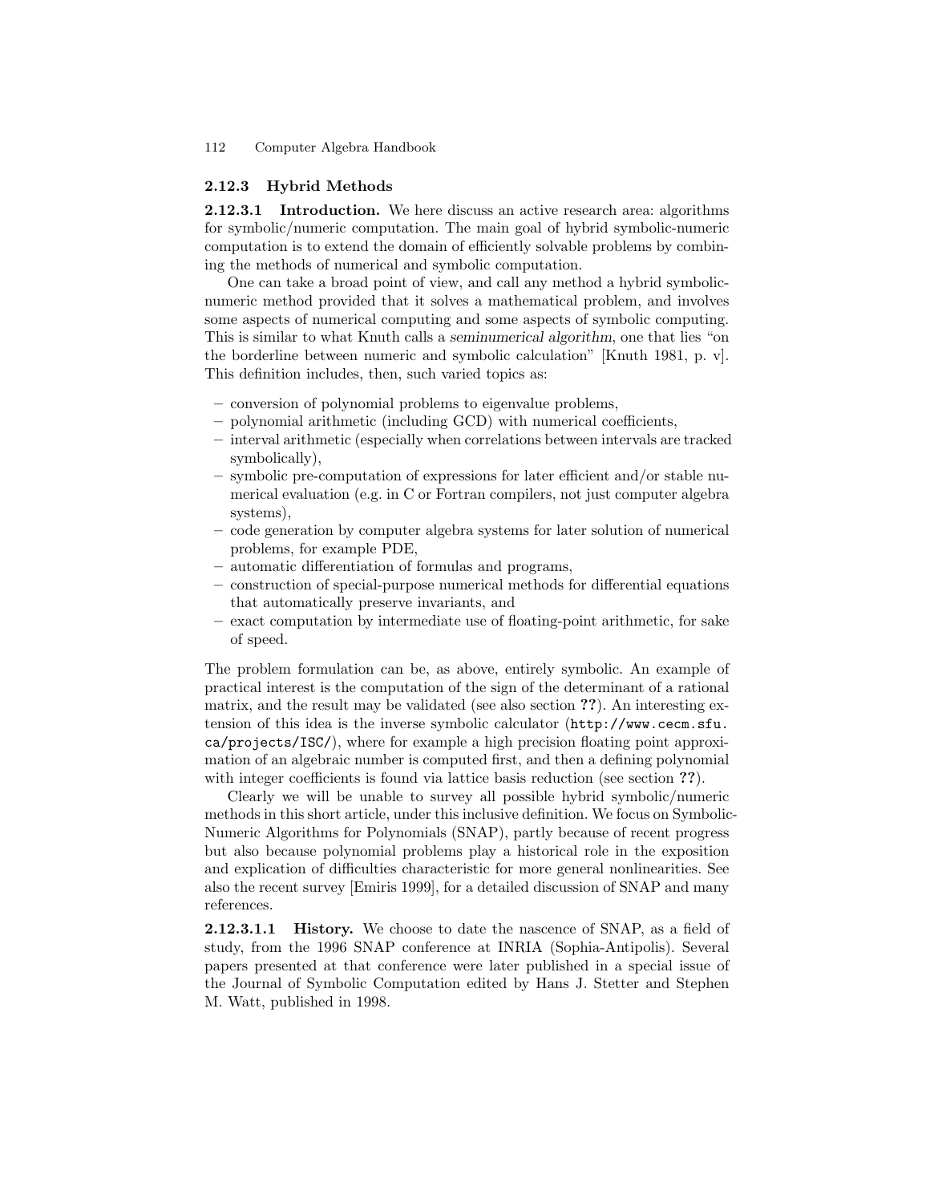### 2.12.3 Hybrid Methods

**2.12.3.1 Introduction.** We here discuss an active research area: algorithms for symbolic/numeric computation. The main goal of hybrid symbolic-numeric computation is to extend the domain of efficiently solvable problems by combining the methods of numerical and symbolic computation.

One can take a broad point of view, and call any method a hybrid symbolic-numeric method provided that it solves a mathematical problem, and involves some aspects of numerical computing and some aspects of symbolic computing. This is similar to what Knuth calls a *seminumerical algorithm*, one that lies "on the borderline between numeric and symbolic calculation" [Knuth 1981, p. v]. This definition includes, then, such varied topics as:

- conversion of polynomial problems to eigenvalue problems,
- polynomial arithmetic (including GCD) with numerical coefficients,
- interval arithmetic (especially when correlations between intervals are tracked symbolically),
- symbolic pre-computation of expressions for later efficient and/or stable numerical evaluation (e.g. in C or Fortran compilers, not just computer algebra systems),
- code generation by computer algebra systems for later solution of numerical problems, for example PDE,
- automatic differentiation of formulas and programs,
- construction of special-purpose numerical methods for differential equations that automatically preserve invariants, and
- exact computation by intermediate use of floating-point arithmetic, for sake of speed.

The problem formulation can be, as above, entirely symbolic. An example of practical interest is the computation of the sign of the determinant of a rational matrix, and the result may be validated (see also section **??**). An interesting extension of this idea is the inverse symbolic calculator (`http://www.cecm.sfu.ca/projects/ISC/`), where for example a high precision floating point approximation of an algebraic number is computed first, and then a defining polynomial with integer coefficients is found via lattice basis reduction (see section **??**).

Clearly we will be unable to survey all possible hybrid symbolic/numeric methods in this short article, under this inclusive definition. We focus on Symbolic-Numeric Algorithms for Polynomials (SNAP), partly because of recent progress but also because polynomial problems play a historical role in the exposition and explication of difficulties characteristic for more general nonlinearities. See also the recent survey [Emiris 1999], for a detailed discussion of SNAP and many references.

**2.12.3.1.1 History.** We choose to date the nascence of SNAP, as a field of study, from the 1996 SNAP conference at INRIA (Sophia-Antipolis). Several papers presented at that conference were later published in a special issue of the Journal of Symbolic Computation edited by Hans J. Stetter and Stephen M. Watt, published in 1998.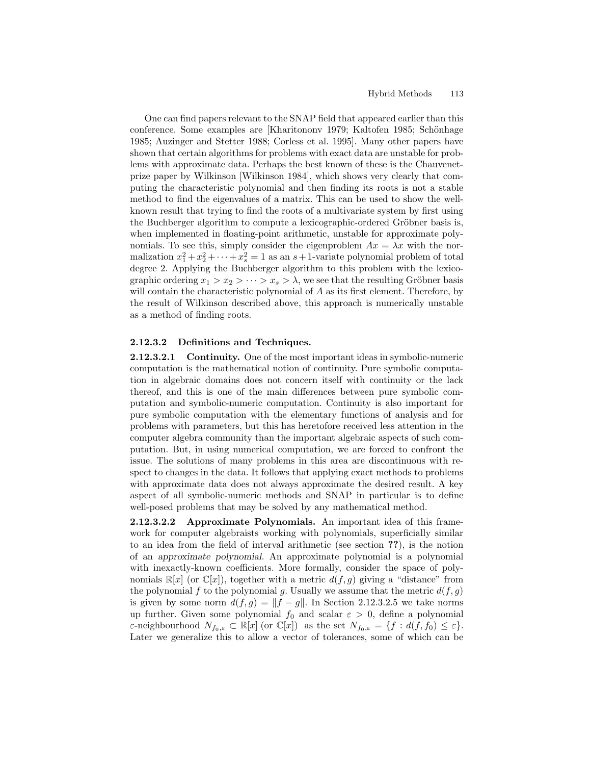One can find papers relevant to the SNAP field that appeared earlier than this conference. Some examples are [Kharitononv 1979; Kaltofen 1985; Schönhage 1985; Auzinger and Stetter 1988; Corless et al. 1995]. Many other papers have shown that certain algorithms for problems with exact data are unstable for problems with approximate data. Perhaps the best known of these is the Chauvenet-prize paper by Wilkinson [Wilkinson 1984], which shows very clearly that computing the characteristic polynomial and then finding its roots is not a stable method to find the eigenvalues of a matrix. This can be used to show the well-known result that trying to find the roots of a multivariate system by first using the Buchberger algorithm to compute a lexicographic-ordered Gröbner basis is, when implemented in floating-point arithmetic, unstable for approximate polynomials. To see this, simply consider the eigenproblem $Ax = \lambda x$ with the normalization $x_1^2 + x_2^2 + \cdots + x_s^2 = 1$ as an $s+1$-variate polynomial problem of total degree 2. Applying the Buchberger algorithm to this problem with the lexicographic ordering $x_1 > x_2 > \cdots > x_s > \lambda$, we see that the resulting Gröbner basis will contain the characteristic polynomial of $A$ as its first element. Therefore, by the result of Wilkinson described above, this approach is numerically unstable as a method of finding roots.

#### 2.12.3.2 Definitions and Techniques.

**2.12.3.2.1 Continuity.** One of the most important ideas in symbolic-numeric computation is the mathematical notion of continuity. Pure symbolic computation in algebraic domains does not concern itself with continuity or the lack thereof, and this is one of the main differences between pure symbolic computation and symbolic-numeric computation. Continuity is also important for pure symbolic computation with the elementary functions of analysis and for problems with parameters, but this has heretofore received less attention in the computer algebra community than the important algebraic aspects of such computation. But, in using numerical computation, we are forced to confront the issue. The solutions of many problems in this area are discontinuous with respect to changes in the data. It follows that applying exact methods to problems with approximate data does not always approximate the desired result. A key aspect of all symbolic-numeric methods and SNAP in particular is to define well-posed problems that may be solved by any mathematical method.

**2.12.3.2.2 Approximate Polynomials.** An important idea of this framework for computer algebraists working with polynomials, superficially similar to an idea from the field of interval arithmetic (see section **??**), is the notion of an *approximate polynomial*. An approximate polynomial is a polynomial with inexactly-known coefficients. More formally, consider the space of polynomials $\mathbb{R}[x]$ (or $\mathbb{C}[x]$), together with a metric $d(f, g)$ giving a "distance" from the polynomial $f$ to the polynomial $g$. Usually we assume that the metric $d(f, g)$ is given by some norm $d(f, g) = \|f - g\|$. In Section 2.12.3.2.5 we take norms up further. Given some polynomial $f_0$ and scalar $\varepsilon > 0$, define a polynomial $\varepsilon$-neighbourhood $N_{f_0,\varepsilon} \subset \mathbb{R}[x]$ (or $\mathbb{C}[x]$) as the set $N_{f_0,\varepsilon} = \{f : d(f, f_0) \leq \varepsilon\}$. Later we generalize this to allow a vector of tolerances, some of which can be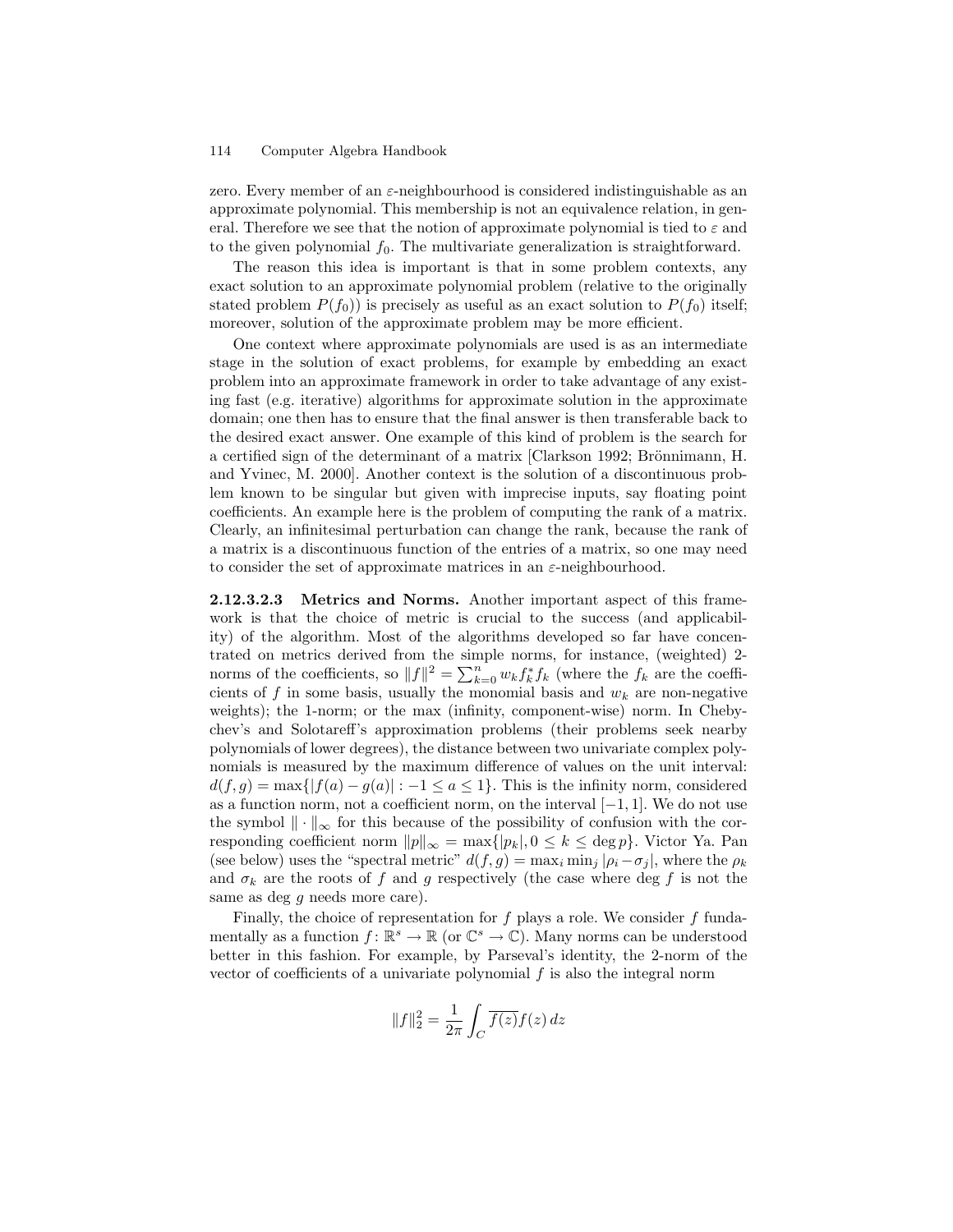zero. Every member of an $\varepsilon$-neighbourhood is considered indistinguishable as an approximate polynomial. This membership is not an equivalence relation, in general. Therefore we see that the notion of approximate polynomial is tied to $\varepsilon$ and to the given polynomial $f_0$. The multivariate generalization is straightforward.

The reason this idea is important is that in some problem contexts, any exact solution to an approximate polynomial problem (relative to the originally stated problem $P(f_0)$) is precisely as useful as an exact solution to $P(f_0)$ itself; moreover, solution of the approximate problem may be more efficient.

One context where approximate polynomials are used is as an intermediate stage in the solution of exact problems, for example by embedding an exact problem into an approximate framework in order to take advantage of any existing fast (e.g. iterative) algorithms for approximate solution in the approximate domain; one then has to ensure that the final answer is then transferable back to the desired exact answer. One example of this kind of problem is the search for a certified sign of the determinant of a matrix [Clarkson 1992; Brönnimann, H. and Yvinec, M. 2000]. Another context is the solution of a discontinuous problem known to be singular but given with imprecise inputs, say floating point coefficients. An example here is the problem of computing the rank of a matrix. Clearly, an infinitesimal perturbation can change the rank, because the rank of a matrix is a discontinuous function of the entries of a matrix, so one may need to consider the set of approximate matrices in an $\varepsilon$-neighbourhood.

**2.12.3.2.3 Metrics and Norms.** Another important aspect of this framework is that the choice of metric is crucial to the success (and applicability) of the algorithm. Most of the algorithms developed so far have concentrated on metrics derived from the simple norms, for instance, (weighted) 2-norms of the coefficients, so $\|f\|^2 = \sum_{k=0}^{n} w_k f_k^* f_k$ (where the $f_k$ are the coefficients of $f$ in some basis, usually the monomial basis and $w_k$ are non-negative weights); the 1-norm; or the max (infinity, component-wise) norm. In Chebychev's and Solotareff's approximation problems (their problems seek nearby polynomials of lower degrees), the distance between two univariate complex polynomials is measured by the maximum difference of values on the unit interval: $d(f, g) = \max\{|f(a) - g(a)| : -1 \leq a \leq 1\}$. This is the infinity norm, considered as a function norm, not a coefficient norm, on the interval $[-1, 1]$. We do not use the symbol $\|\cdot\|_\infty$ for this because of the possibility of confusion with the corresponding coefficient norm $\|p\|_\infty = \max\{|p_k|, 0 \leq k \leq \deg p\}$. Victor Ya. Pan (see below) uses the "spectral metric" $d(f, g) = \max_i \min_j |\rho_i - \sigma_j|$, where the $\rho_k$ and $\sigma_k$ are the roots of $f$ and $g$ respectively (the case where deg $f$ is not the same as deg $g$ needs more care).

Finally, the choice of representation for $f$ plays a role. We consider $f$ fundamentally as a function $f\colon \mathbb{R}^s \to \mathbb{R}$ (or $\mathbb{C}^s \to \mathbb{C}$). Many norms can be understood better in this fashion. For example, by Parseval's identity, the 2-norm of the vector of coefficients of a univariate polynomial $f$ is also the integral norm

$$\|f\|_2^2 = \frac{1}{2\pi} \int_C \overline{f(z)} f(z)\, dz$$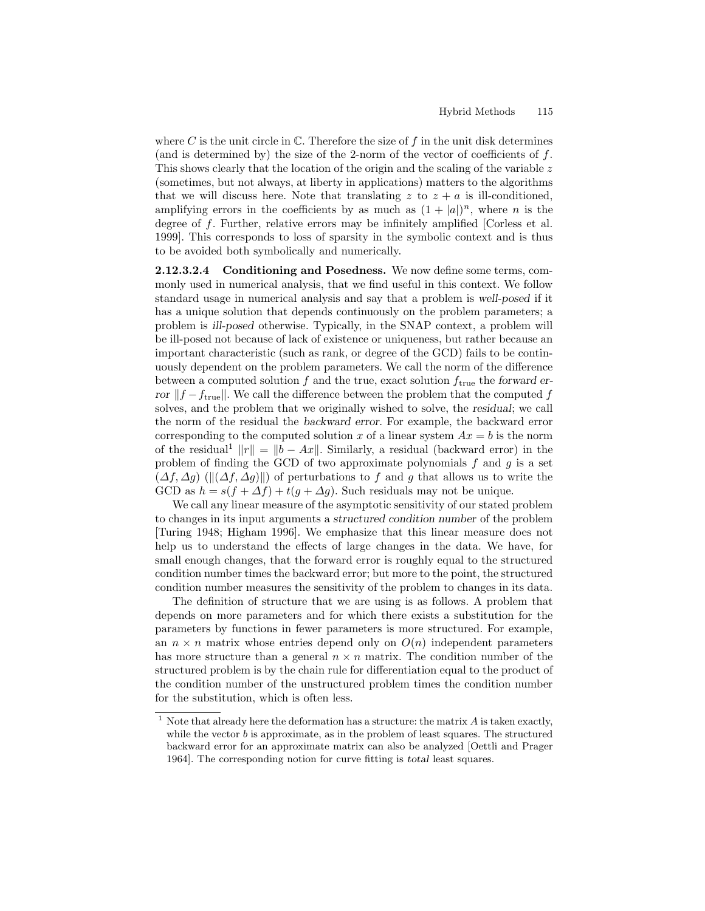where $C$ is the unit circle in $\mathbb{C}$. Therefore the size of $f$ in the unit disk determines (and is determined by) the size of the 2-norm of the vector of coefficients of $f$. This shows clearly that the location of the origin and the scaling of the variable $z$ (sometimes, but not always, at liberty in applications) matters to the algorithms that we will discuss here. Note that translating $z$ to $z + a$ is ill-conditioned, amplifying errors in the coefficients by as much as $(1 + |a|)^n$, where $n$ is the degree of $f$. Further, relative errors may be infinitely amplified [Corless et al. 1999]. This corresponds to loss of sparsity in the symbolic context and is thus to be avoided both symbolically and numerically.

**2.12.3.2.4 Conditioning and Posedness.** We now define some terms, commonly used in numerical analysis, that we find useful in this context. We follow standard usage in numerical analysis and say that a problem is *well-posed* if it has a unique solution that depends continuously on the problem parameters; a problem is *ill-posed* otherwise. Typically, in the SNAP context, a problem will be ill-posed not because of lack of existence or uniqueness, but rather because an important characteristic (such as rank, or degree of the GCD) fails to be continuously dependent on the problem parameters. We call the norm of the difference between a computed solution $f$ and the true, exact solution $f_{\text{true}}$ the *forward error* $\|f - f_{\text{true}}\|$. We call the difference between the problem that the computed $f$ solves, and the problem that we originally wished to solve, the *residual*; we call the norm of the residual the *backward error*. For example, the backward error corresponding to the computed solution $x$ of a linear system $Ax = b$ is the norm of the residual[1] $\|r\| = \|b - Ax\|$. Similarly, a residual (backward error) in the problem of finding the GCD of two approximate polynomials $f$ and $g$ is a set $(\Delta f, \Delta g)$ ($\|(\Delta f, \Delta g)\|$) of perturbations to $f$ and $g$ that allows us to write the GCD as $h = s(f + \Delta f) + t(g + \Delta g)$. Such residuals may not be unique.

We call any linear measure of the asymptotic sensitivity of our stated problem to changes in its input arguments a *structured condition number* of the problem [Turing 1948; Higham 1996]. We emphasize that this linear measure does not help us to understand the effects of large changes in the data. We have, for small enough changes, that the forward error is roughly equal to the structured condition number times the backward error; but more to the point, the structured condition number measures the sensitivity of the problem to changes in its data.

The definition of structure that we are using is as follows. A problem that depends on more parameters and for which there exists a substitution for the parameters by functions in fewer parameters is more structured. For example, an $n \times n$ matrix whose entries depend only on $O(n)$ independent parameters has more structure than a general $n \times n$ matrix. The condition number of the structured problem is by the chain rule for differentiation equal to the product of the condition number of the unstructured problem times the condition number for the substitution, which is often less.

[1] Note that already here the deformation has a structure: the matrix $A$ is taken exactly, while the vector $b$ is approximate, as in the problem of least squares. The structured backward error for an approximate matrix can also be analyzed [Oettli and Prager 1964]. The corresponding notion for curve fitting is *total* least squares.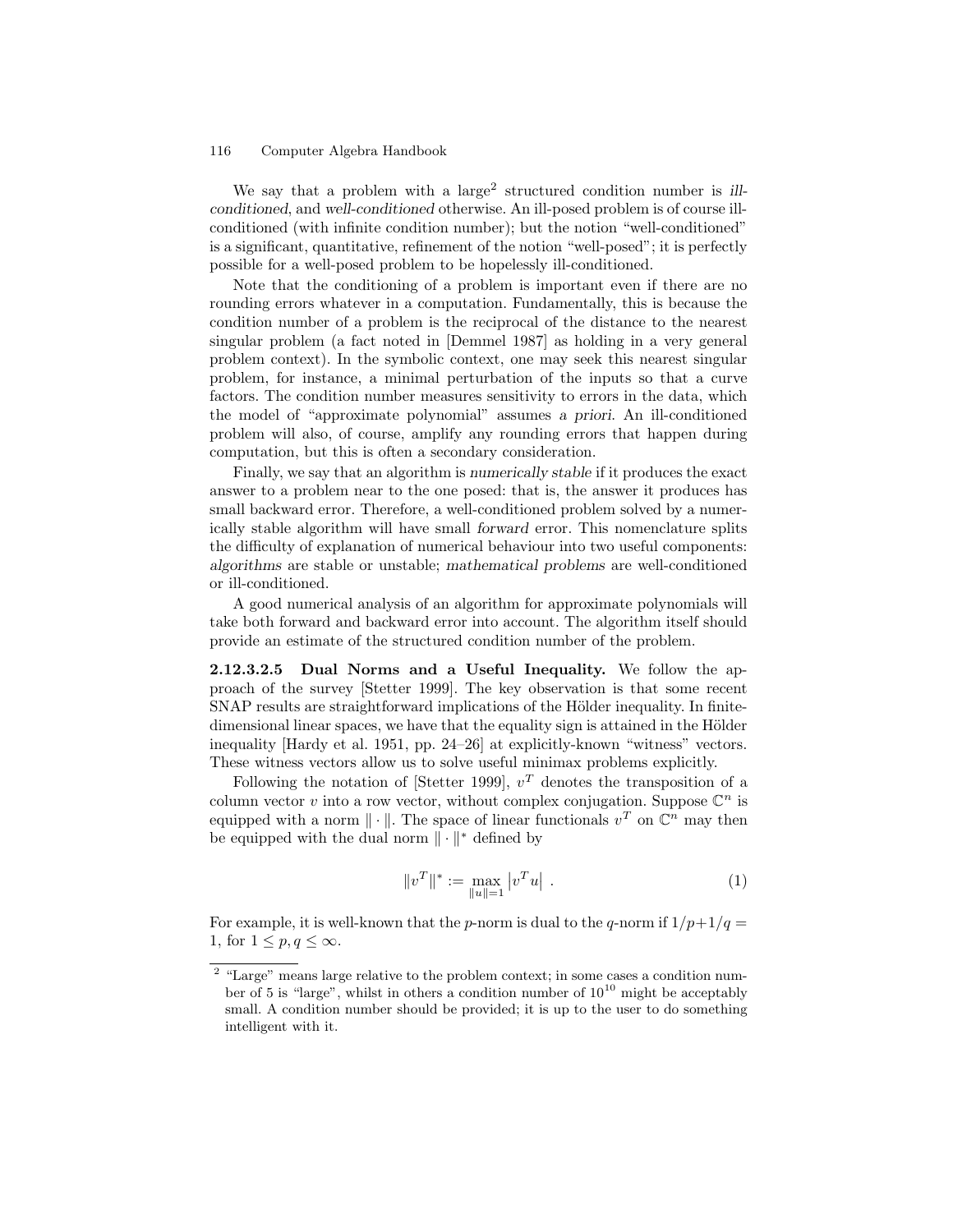We say that a problem with a large[2] structured condition number is *ill-conditioned*, and *well-conditioned* otherwise. An ill-posed problem is of course ill-conditioned (with infinite condition number); but the notion "well-conditioned" is a significant, quantitative, refinement of the notion "well-posed"; it is perfectly possible for a well-posed problem to be hopelessly ill-conditioned.

Note that the conditioning of a problem is important even if there are no rounding errors whatever in a computation. Fundamentally, this is because the condition number of a problem is the reciprocal of the distance to the nearest singular problem (a fact noted in [Demmel 1987] as holding in a very general problem context). In the symbolic context, one may seek this nearest singular problem, for instance, a minimal perturbation of the inputs so that a curve factors. The condition number measures sensitivity to errors in the data, which the model of "approximate polynomial" assumes *a priori*. An ill-conditioned problem will also, of course, amplify any rounding errors that happen during computation, but this is often a secondary consideration.

Finally, we say that an algorithm is *numerically stable* if it produces the exact answer to a problem near to the one posed: that is, the answer it produces has small backward error. Therefore, a well-conditioned problem solved by a numerically stable algorithm will have small *forward* error. This nomenclature splits the difficulty of explanation of numerical behaviour into two useful components: *algorithms* are stable or unstable; *mathematical problems* are well-conditioned or ill-conditioned.

A good numerical analysis of an algorithm for approximate polynomials will take both forward and backward error into account. The algorithm itself should provide an estimate of the structured condition number of the problem.

**2.12.3.2.5 Dual Norms and a Useful Inequality.** We follow the approach of the survey [Stetter 1999]. The key observation is that some recent SNAP results are straightforward implications of the Hölder inequality. In finite-dimensional linear spaces, we have that the equality sign is attained in the Hölder inequality [Hardy et al. 1951, pp. 24–26] at explicitly-known "witness" vectors. These witness vectors allow us to solve useful minimax problems explicitly.

Following the notation of [Stetter 1999], $v^T$ denotes the transposition of a column vector $v$ into a row vector, without complex conjugation. Suppose $\mathbb{C}^n$ is equipped with a norm $\|\cdot\|$. The space of linear functionals $v^T$ on $\mathbb{C}^n$ may then be equipped with the dual norm $\|\cdot\|^*$ defined by

$$\|v^T\|^* := \max_{\|u\|=1} \left|v^T u\right| \ . \tag{1}$$

For example, it is well-known that the $p$-norm is dual to the $q$-norm if $1/p+1/q = 1$, for $1 \le p, q \le \infty$.

[2] "Large" means large relative to the problem context; in some cases a condition number of 5 is "large", whilst in others a condition number of $10^{10}$ might be acceptably small. A condition number should be provided; it is up to the user to do something intelligent with it.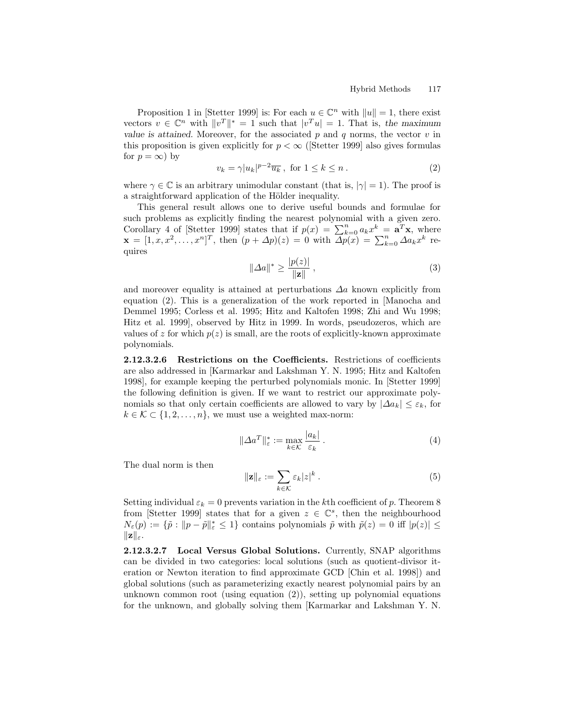Proposition 1 in [Stetter 1999] is: For each $u \in \mathbb{C}^n$ with $\|u\| = 1$, there exist vectors $v \in \mathbb{C}^n$ with $\|v^T\|^* = 1$ such that $|v^T u| = 1$. That is, *the maximum value is attained.* Moreover, for the associated $p$ and $q$ norms, the vector $v$ in this proposition is given explicitly for $p < \infty$ ([Stetter 1999] also gives formulas for $p = \infty$) by

$$v_k = \gamma |u_k|^{p-2} \overline{u_k} \,, \text{ for } 1 \leq k \leq n \,. \tag{2}$$

where $\gamma \in \mathbb{C}$ is an arbitrary unimodular constant (that is, $|\gamma| = 1$). The proof is a straightforward application of the Hölder inequality.

This general result allows one to derive useful bounds and formulae for such problems as explicitly finding the nearest polynomial with a given zero. Corollary 4 of [Stetter 1999] states that if $p(x) = \sum_{k=0}^{n} a_k x^k = \mathbf{a}^T \mathbf{x}$, where $\mathbf{x} = [1, x, x^2, \ldots, x^n]^T$, then $(p + \Delta p)(z) = 0$ with $\Delta p(x) = \sum_{k=0}^{n} \Delta a_k x^k$ requires

$$\|\Delta a\|^* \geq \frac{|p(z)|}{\|\mathbf{z}\|} \,, \tag{3}$$

and moreover equality is attained at perturbations $\Delta a$ known explicitly from equation (2). This is a generalization of the work reported in [Manocha and Demmel 1995; Corless et al. 1995; Hitz and Kaltofen 1998; Zhi and Wu 1998; Hitz et al. 1999], observed by Hitz in 1999. In words, pseudozeros, which are values of $z$ for which $p(z)$ is small, are the roots of explicitly-known approximate polynomials.

**2.12.3.2.6 Restrictions on the Coefficients.** Restrictions of coefficients are also addressed in [Karmarkar and Lakshman Y. N. 1995; Hitz and Kaltofen 1998], for example keeping the perturbed polynomials monic. In [Stetter 1999] the following definition is given. If we want to restrict our approximate polynomials so that only certain coefficients are allowed to vary by $|\Delta a_k| \leq \varepsilon_k$, for $k \in \mathcal{K} \subset \{1, 2, \ldots, n\}$, we must use a weighted max-norm:

$$\|\Delta a^T\|_\varepsilon^* := \max_{k \in \mathcal{K}} \frac{|a_k|}{\varepsilon_k} \,. \tag{4}$$

The dual norm is then

$$\|\mathbf{z}\|_\varepsilon := \sum_{k \in \mathcal{K}} \varepsilon_k |z|^k \,. \tag{5}$$

Setting individual $\varepsilon_k = 0$ prevents variation in the $k$th coefficient of $p$. Theorem 8 from [Stetter 1999] states that for a given $z \in \mathbb{C}^s$, then the neighbourhood $N_\varepsilon(p) := \{\tilde{p} : \|p - \tilde{p}\|_\varepsilon^* \leq 1\}$ contains polynomials $\tilde{p}$ with $\tilde{p}(z) = 0$ iff $|p(z)| \leq \|\mathbf{z}\|_\varepsilon$.

**2.12.3.2.7 Local Versus Global Solutions.** Currently, SNAP algorithms can be divided in two categories: local solutions (such as quotient-divisor iteration or Newton iteration to find approximate GCD [Chin et al. 1998]) and global solutions (such as parameterizing exactly nearest polynomial pairs by an unknown common root (using equation (2)), setting up polynomial equations for the unknown, and globally solving them [Karmarkar and Lakshman Y. N.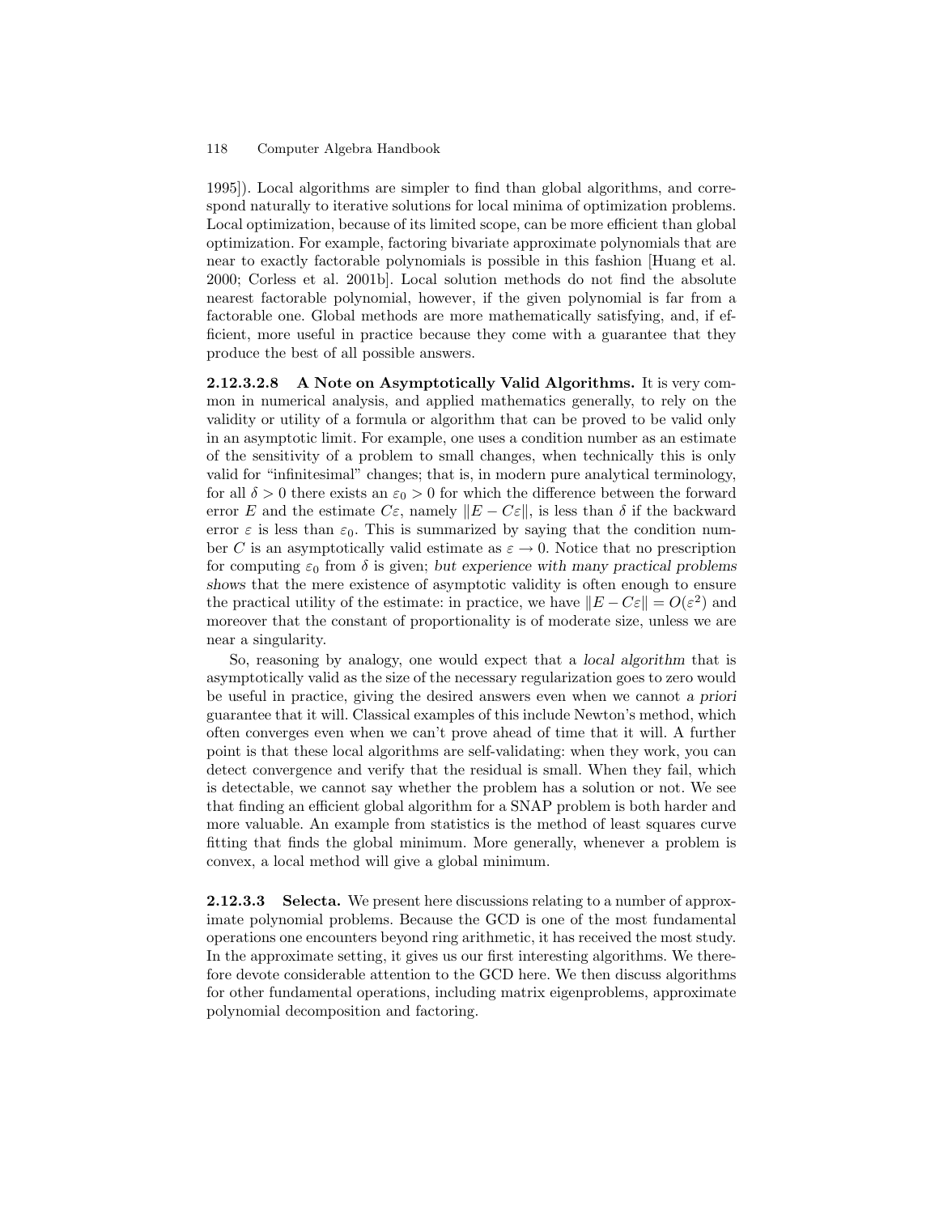1995]). Local algorithms are simpler to find than global algorithms, and correspond naturally to iterative solutions for local minima of optimization problems. Local optimization, because of its limited scope, can be more efficient than global optimization. For example, factoring bivariate approximate polynomials that are near to exactly factorable polynomials is possible in this fashion [Huang et al. 2000; Corless et al. 2001b]. Local solution methods do not find the absolute nearest factorable polynomial, however, if the given polynomial is far from a factorable one. Global methods are more mathematically satisfying, and, if efficient, more useful in practice because they come with a guarantee that they produce the best of all possible answers.

**2.12.3.2.8 A Note on Asymptotically Valid Algorithms.** It is very common in numerical analysis, and applied mathematics generally, to rely on the validity or utility of a formula or algorithm that can be proved to be valid only in an asymptotic limit. For example, one uses a condition number as an estimate of the sensitivity of a problem to small changes, when technically this is only valid for "infinitesimal" changes; that is, in modern pure analytical terminology, for all $\delta > 0$ there exists an $\varepsilon_0 > 0$ for which the difference between the forward error $E$ and the estimate $C\varepsilon$, namely $\|E - C\varepsilon\|$, is less than $\delta$ if the backward error $\varepsilon$ is less than $\varepsilon_0$. This is summarized by saying that the condition number $C$ is an asymptotically valid estimate as $\varepsilon \to 0$. Notice that no prescription for computing $\varepsilon_0$ from $\delta$ is given; *but experience with many practical problems shows* that the mere existence of asymptotic validity is often enough to ensure the practical utility of the estimate: in practice, we have $\|E - C\varepsilon\| = O(\varepsilon^2)$ and moreover that the constant of proportionality is of moderate size, unless we are near a singularity.

So, reasoning by analogy, one would expect that a *local algorithm* that is asymptotically valid as the size of the necessary regularization goes to zero would be useful in practice, giving the desired answers even when we cannot *a priori* guarantee that it will. Classical examples of this include Newton's method, which often converges even when we can't prove ahead of time that it will. A further point is that these local algorithms are self-validating: when they work, you can detect convergence and verify that the residual is small. When they fail, which is detectable, we cannot say whether the problem has a solution or not. We see that finding an efficient global algorithm for a SNAP problem is both harder and more valuable. An example from statistics is the method of least squares curve fitting that finds the global minimum. More generally, whenever a problem is convex, a local method will give a global minimum.

**2.12.3.3 Selecta.** We present here discussions relating to a number of approximate polynomial problems. Because the GCD is one of the most fundamental operations one encounters beyond ring arithmetic, it has received the most study. In the approximate setting, it gives us our first interesting algorithms. We therefore devote considerable attention to the GCD here. We then discuss algorithms for other fundamental operations, including matrix eigenproblems, approximate polynomial decomposition and factoring.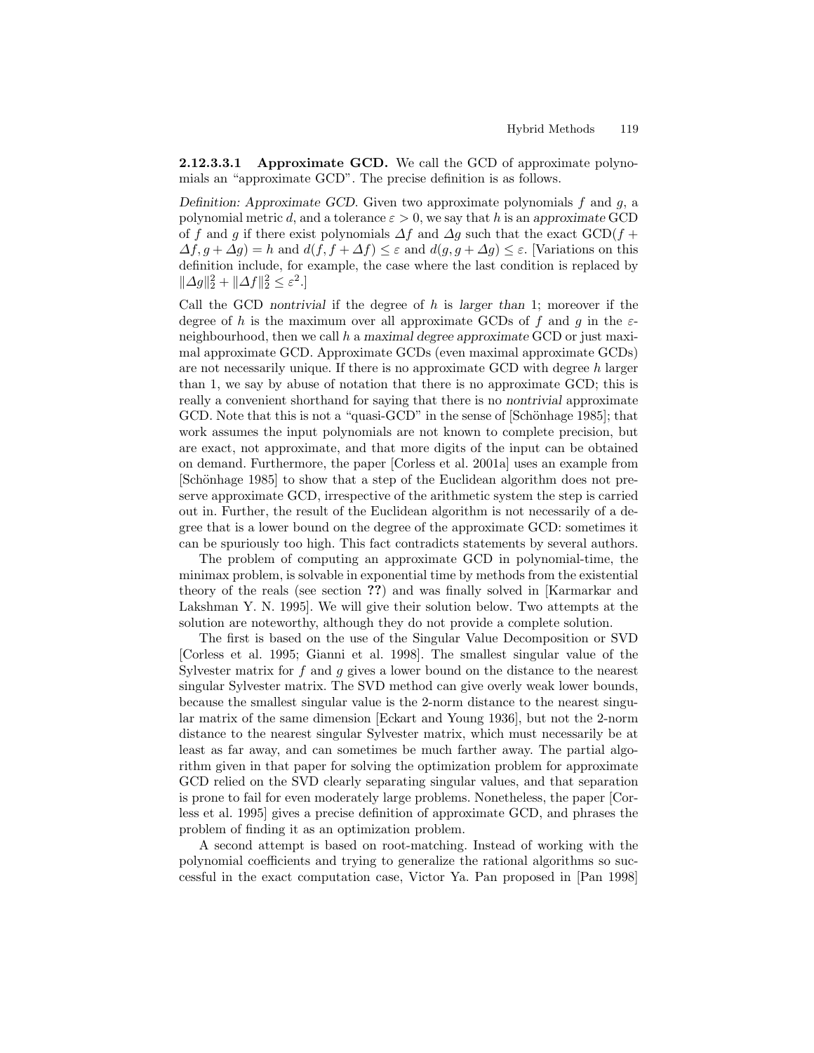**2.12.3.3.1 Approximate GCD.** We call the GCD of approximate polynomials an "approximate GCD". The precise definition is as follows.

*Definition: Approximate GCD.* Given two approximate polynomials $f$ and $g$, a polynomial metric $d$, and a tolerance $\varepsilon > 0$, we say that $h$ is an *approximate* GCD of $f$ and $g$ if there exist polynomials $\Delta f$ and $\Delta g$ such that the exact $\mathrm{GCD}(f + \Delta f, g + \Delta g) = h$ and $d(f, f + \Delta f) \leq \varepsilon$ and $d(g, g + \Delta g) \leq \varepsilon$. [Variations on this definition include, for example, the case where the last condition is replaced by $\|\Delta g\|_2^2 + \|\Delta f\|_2^2 \leq \varepsilon^2$.]

Call the GCD *nontrivial* if the degree of $h$ is *larger than* 1; moreover if the degree of $h$ is the maximum over all approximate GCDs of $f$ and $g$ in the $\varepsilon$-neighbourhood, then we call $h$ a *maximal degree approximate* GCD or just maximal approximate GCD. Approximate GCDs (even maximal approximate GCDs) are not necessarily unique. If there is no approximate GCD with degree $h$ larger than 1, we say by abuse of notation that there is no approximate GCD; this is really a convenient shorthand for saying that there is no *nontrivial* approximate GCD. Note that this is not a "quasi-GCD" in the sense of [Schönhage 1985]; that work assumes the input polynomials are not known to complete precision, but are exact, not approximate, and that more digits of the input can be obtained on demand. Furthermore, the paper [Corless et al. 2001a] uses an example from [Schönhage 1985] to show that a step of the Euclidean algorithm does not preserve approximate GCD, irrespective of the arithmetic system the step is carried out in. Further, the result of the Euclidean algorithm is not necessarily of a degree that is a lower bound on the degree of the approximate GCD: sometimes it can be spuriously too high. This fact contradicts statements by several authors.

The problem of computing an approximate GCD in polynomial-time, the minimax problem, is solvable in exponential time by methods from the existential theory of the reals (see section **??**) and was finally solved in [Karmarkar and Lakshman Y. N. 1995]. We will give their solution below. Two attempts at the solution are noteworthy, although they do not provide a complete solution.

The first is based on the use of the Singular Value Decomposition or SVD [Corless et al. 1995; Gianni et al. 1998]. The smallest singular value of the Sylvester matrix for $f$ and $g$ gives a lower bound on the distance to the nearest singular Sylvester matrix. The SVD method can give overly weak lower bounds, because the smallest singular value is the 2-norm distance to the nearest singular matrix of the same dimension [Eckart and Young 1936], but not the 2-norm distance to the nearest singular Sylvester matrix, which must necessarily be at least as far away, and can sometimes be much farther away. The partial algorithm given in that paper for solving the optimization problem for approximate GCD relied on the SVD clearly separating singular values, and that separation is prone to fail for even moderately large problems. Nonetheless, the paper [Corless et al. 1995] gives a precise definition of approximate GCD, and phrases the problem of finding it as an optimization problem.

A second attempt is based on root-matching. Instead of working with the polynomial coefficients and trying to generalize the rational algorithms so successful in the exact computation case, Victor Ya. Pan proposed in [Pan 1998]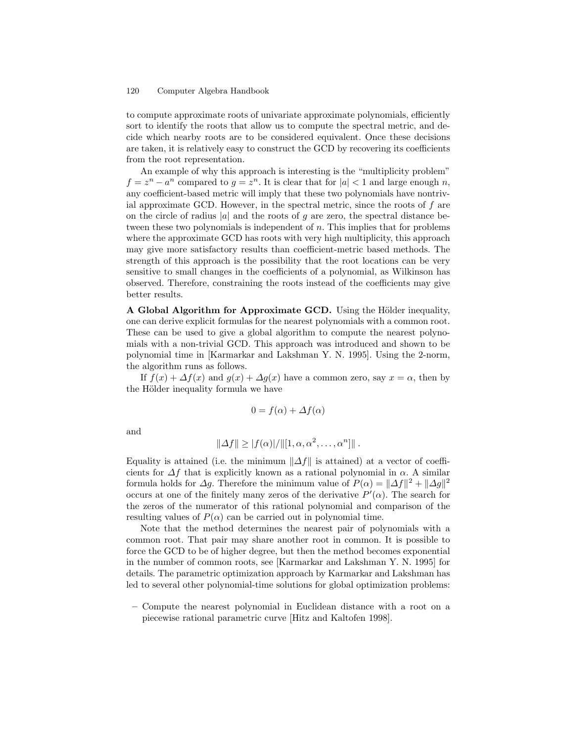to compute approximate roots of univariate approximate polynomials, efficiently sort to identify the roots that allow us to compute the spectral metric, and decide which nearby roots are to be considered equivalent. Once these decisions are taken, it is relatively easy to construct the GCD by recovering its coefficients from the root representation.

An example of why this approach is interesting is the "multiplicity problem" $f = z^n - a^n$ compared to $g = z^n$. It is clear that for $|a| < 1$ and large enough $n$, any coefficient-based metric will imply that these two polynomials have nontrivial approximate GCD. However, in the spectral metric, since the roots of $f$ are on the circle of radius $|a|$ and the roots of $g$ are zero, the spectral distance between these two polynomials is independent of $n$. This implies that for problems where the approximate GCD has roots with very high multiplicity, this approach may give more satisfactory results than coefficient-metric based methods. The strength of this approach is the possibility that the root locations can be very sensitive to small changes in the coefficients of a polynomial, as Wilkinson has observed. Therefore, constraining the roots instead of the coefficients may give better results.

**A Global Algorithm for Approximate GCD.** Using the Hölder inequality, one can derive explicit formulas for the nearest polynomials with a common root. These can be used to give a global algorithm to compute the nearest polynomials with a non-trivial GCD. This approach was introduced and shown to be polynomial time in [Karmarkar and Lakshman Y. N. 1995]. Using the 2-norm, the algorithm runs as follows.

If $f(x) + \Delta f(x)$ and $g(x) + \Delta g(x)$ have a common zero, say $x = \alpha$, then by the Hölder inequality formula we have

$$0 = f(\alpha) + \Delta f(\alpha)$$

and

$$\|\Delta f\| \geq |f(\alpha)| / \|[1, \alpha, \alpha^2, \ldots, \alpha^n]\| .$$

Equality is attained (i.e. the minimum $\|\Delta f\|$ is attained) at a vector of coefficients for $\Delta f$ that is explicitly known as a rational polynomial in $\alpha$. A similar formula holds for $\Delta g$. Therefore the minimum value of $P(\alpha) = \|\Delta f\|^2 + \|\Delta g\|^2$ occurs at one of the finitely many zeros of the derivative $P'(\alpha)$. The search for the zeros of the numerator of this rational polynomial and comparison of the resulting values of $P(\alpha)$ can be carried out in polynomial time.

Note that the method determines the nearest pair of polynomials with a common root. That pair may share another root in common. It is possible to force the GCD to be of higher degree, but then the method becomes exponential in the number of common roots, see [Karmarkar and Lakshman Y. N. 1995] for details. The parametric optimization approach by Karmarkar and Lakshman has led to several other polynomial-time solutions for global optimization problems:

– Compute the nearest polynomial in Euclidean distance with a root on a piecewise rational parametric curve [Hitz and Kaltofen 1998].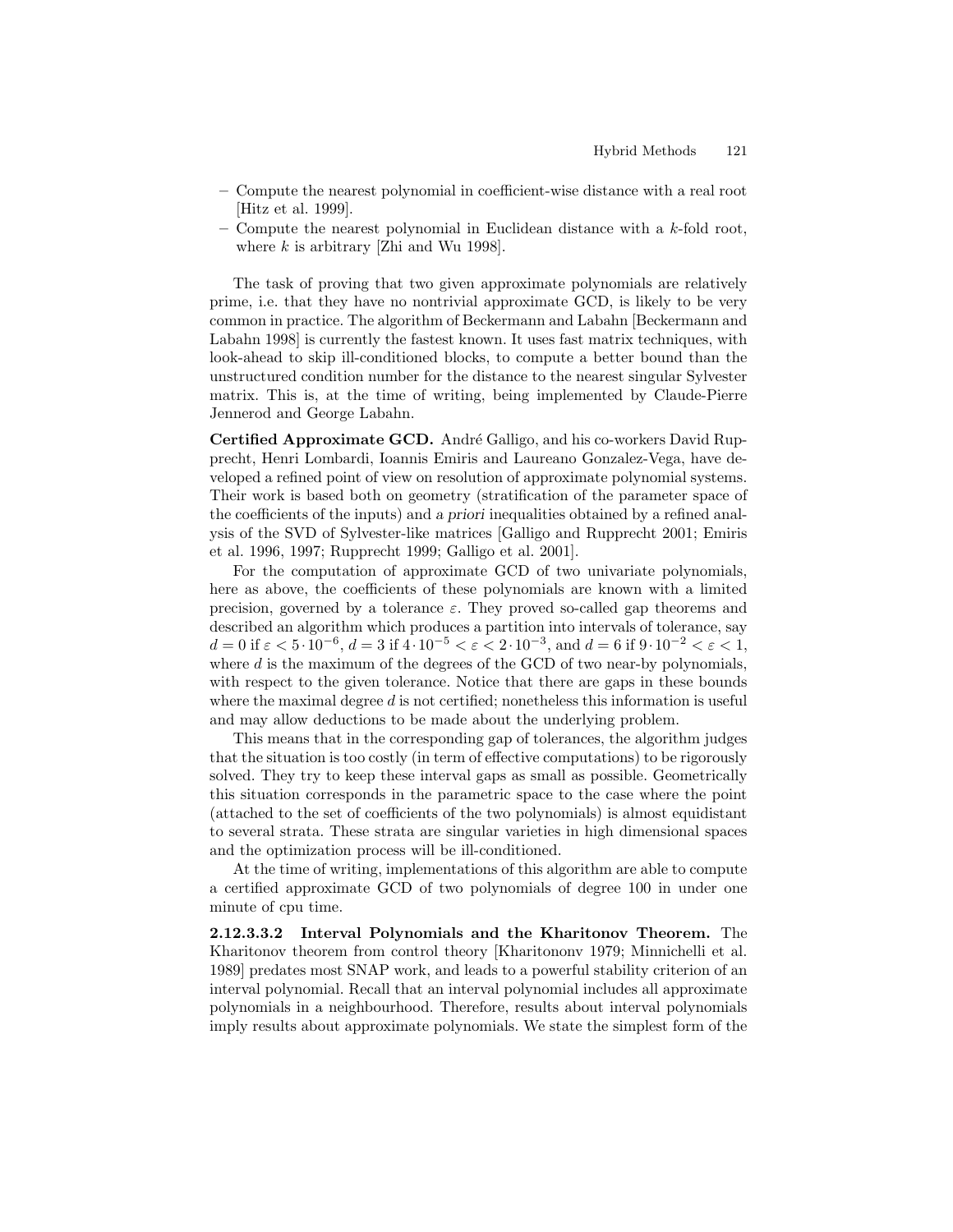– Compute the nearest polynomial in coefficient-wise distance with a real root [Hitz et al. 1999].
– Compute the nearest polynomial in Euclidean distance with a $k$-fold root, where $k$ is arbitrary [Zhi and Wu 1998].

The task of proving that two given approximate polynomials are relatively prime, i.e. that they have no nontrivial approximate GCD, is likely to be very common in practice. The algorithm of Beckermann and Labahn [Beckermann and Labahn 1998] is currently the fastest known. It uses fast matrix techniques, with look-ahead to skip ill-conditioned blocks, to compute a better bound than the unstructured condition number for the distance to the nearest singular Sylvester matrix. This is, at the time of writing, being implemented by Claude-Pierre Jennerod and George Labahn.

**Certified Approximate GCD.** André Galligo, and his co-workers David Rupprecht, Henri Lombardi, Ioannis Emiris and Laureano Gonzalez-Vega, have developed a refined point of view on resolution of approximate polynomial systems. Their work is based both on geometry (stratification of the parameter space of the coefficients of the inputs) and *a priori* inequalities obtained by a refined analysis of the SVD of Sylvester-like matrices [Galligo and Rupprecht 2001; Emiris et al. 1996, 1997; Rupprecht 1999; Galligo et al. 2001].

For the computation of approximate GCD of two univariate polynomials, here as above, the coefficients of these polynomials are known with a limited precision, governed by a tolerance $\varepsilon$. They proved so-called gap theorems and described an algorithm which produces a partition into intervals of tolerance, say $d = 0$ if $\varepsilon < 5 \cdot 10^{-6}$, $d = 3$ if $4 \cdot 10^{-5} < \varepsilon < 2 \cdot 10^{-3}$, and $d = 6$ if $9 \cdot 10^{-2} < \varepsilon < 1$, where $d$ is the maximum of the degrees of the GCD of two near-by polynomials, with respect to the given tolerance. Notice that there are gaps in these bounds where the maximal degree $d$ is not certified; nonetheless this information is useful and may allow deductions to be made about the underlying problem.

This means that in the corresponding gap of tolerances, the algorithm judges that the situation is too costly (in term of effective computations) to be rigorously solved. They try to keep these interval gaps as small as possible. Geometrically this situation corresponds in the parametric space to the case where the point (attached to the set of coefficients of the two polynomials) is almost equidistant to several strata. These strata are singular varieties in high dimensional spaces and the optimization process will be ill-conditioned.

At the time of writing, implementations of this algorithm are able to compute a certified approximate GCD of two polynomials of degree 100 in under one minute of cpu time.

**2.12.3.3.2 Interval Polynomials and the Kharitonov Theorem.** The Kharitonov theorem from control theory [Kharitononv 1979; Minnichelli et al. 1989] predates most SNAP work, and leads to a powerful stability criterion of an interval polynomial. Recall that an interval polynomial includes all approximate polynomials in a neighbourhood. Therefore, results about interval polynomials imply results about approximate polynomials. We state the simplest form of the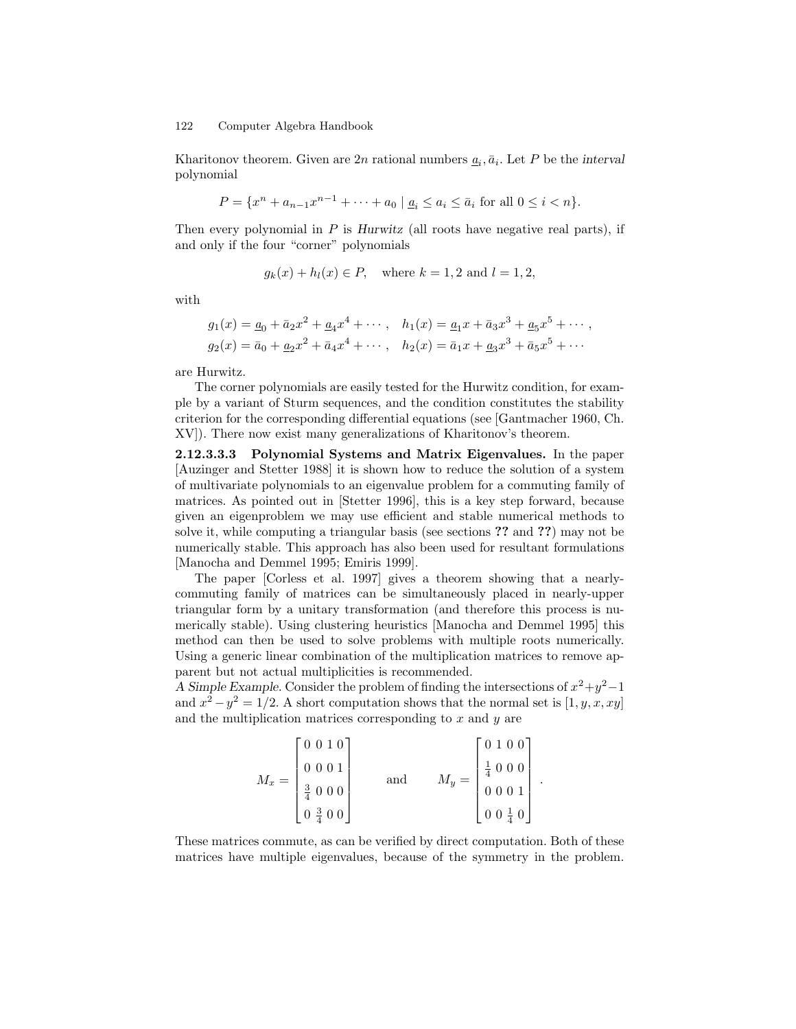Kharitonov theorem. Given are $2n$ rational numbers $\underline{a}_i, \bar{a}_i$. Let $P$ be the *interval* polynomial

$$P = \{x^n + a_{n-1}x^{n-1} + \cdots + a_0 \mid \underline{a}_i \leq a_i \leq \bar{a}_i \text{ for all } 0 \leq i < n\}.$$

Then every polynomial in $P$ is *Hurwitz* (all roots have negative real parts), if and only if the four "corner" polynomials

$$g_k(x) + h_l(x) \in P, \quad \text{where } k = 1, 2 \text{ and } l = 1, 2,$$

with

$$g_1(x) = \underline{a}_0 + \bar{a}_2x^2 + \underline{a}_4x^4 + \cdots, \quad h_1(x) = \underline{a}_1x + \bar{a}_3x^3 + \underline{a}_5x^5 + \cdots,$$
$$g_2(x) = \bar{a}_0 + \underline{a}_2x^2 + \bar{a}_4x^4 + \cdots, \quad h_2(x) = \bar{a}_1x + \underline{a}_3x^3 + \bar{a}_5x^5 + \cdots$$

are Hurwitz.

The corner polynomials are easily tested for the Hurwitz condition, for example by a variant of Sturm sequences, and the condition constitutes the stability criterion for the corresponding differential equations (see [Gantmacher 1960, Ch. XV]). There now exist many generalizations of Kharitonov's theorem.

**2.12.3.3.3 Polynomial Systems and Matrix Eigenvalues.** In the paper [Auzinger and Stetter 1988] it is shown how to reduce the solution of a system of multivariate polynomials to an eigenvalue problem for a commuting family of matrices. As pointed out in [Stetter 1996], this is a key step forward, because given an eigenproblem we may use efficient and stable numerical methods to solve it, while computing a triangular basis (see sections **??** and **??**) may not be numerically stable. This approach has also been used for resultant formulations [Manocha and Demmel 1995; Emiris 1999].

The paper [Corless et al. 1997] gives a theorem showing that a nearly-commuting family of matrices can be simultaneously placed in nearly-upper triangular form by a unitary transformation (and therefore this process is numerically stable). Using clustering heuristics [Manocha and Demmel 1995] this method can then be used to solve problems with multiple roots numerically. Using a generic linear combination of the multiplication matrices to remove apparent but not actual multiplicities is recommended.

*A Simple Example.* Consider the problem of finding the intersections of $x^2+y^2-1$ and $x^2-y^2 = 1/2$. A short computation shows that the normal set is $[1, y, x, xy]$ and the multiplication matrices corresponding to $x$ and $y$ are

$$M_x = \begin{bmatrix} 0 & 0 & 1 & 0 \\ 0 & 0 & 0 & 1 \\ \frac{3}{4} & 0 & 0 & 0 \\ 0 & \frac{3}{4} & 0 & 0 \end{bmatrix} \qquad \text{and} \qquad M_y = \begin{bmatrix} 0 & 1 & 0 & 0 \\ \frac{1}{4} & 0 & 0 & 0 \\ 0 & 0 & 0 & 1 \\ 0 & 0 & \frac{1}{4} & 0 \end{bmatrix}.$$

These matrices commute, as can be verified by direct computation. Both of these matrices have multiple eigenvalues, because of the symmetry in the problem.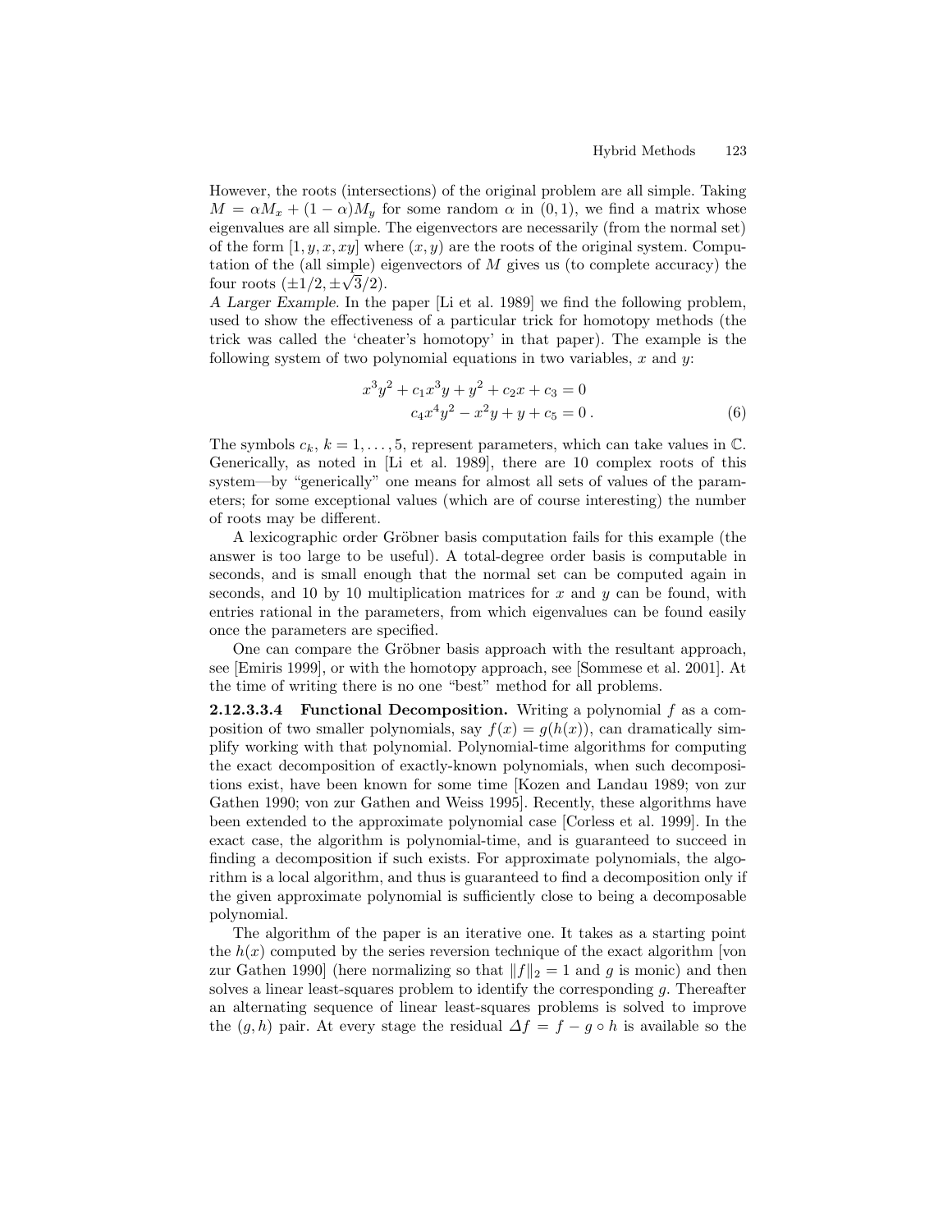However, the roots (intersections) of the original problem are all simple. Taking $M = \alpha M_x + (1 - \alpha) M_y$ for some random $\alpha$ in $(0, 1)$, we find a matrix whose eigenvalues are all simple. The eigenvectors are necessarily (from the normal set) of the form $[1, y, x, xy]$ where $(x, y)$ are the roots of the original system. Computation of the (all simple) eigenvectors of $M$ gives us (to complete accuracy) the four roots $(\pm 1/2, \pm\sqrt{3}/2)$.

*A Larger Example.* In the paper [Li et al. 1989] we find the following problem, used to show the effectiveness of a particular trick for homotopy methods (the trick was called the 'cheater's homotopy' in that paper). The example is the following system of two polynomial equations in two variables, $x$ and $y$:

$$
\begin{aligned}
x^3y^2 + c_1x^3y + y^2 + c_2x + c_3 &= 0 \\
c_4x^4y^2 - x^2y + y + c_5 &= 0 \,.
\end{aligned} \tag{6}
$$

The symbols $c_k$, $k = 1, \ldots, 5$, represent parameters, which can take values in $\mathbb{C}$. Generically, as noted in [Li et al. 1989], there are 10 complex roots of this system—by "generically" one means for almost all sets of values of the parameters; for some exceptional values (which are of course interesting) the number of roots may be different.

A lexicographic order Gröbner basis computation fails for this example (the answer is too large to be useful). A total-degree order basis is computable in seconds, and is small enough that the normal set can be computed again in seconds, and 10 by 10 multiplication matrices for $x$ and $y$ can be found, with entries rational in the parameters, from which eigenvalues can be found easily once the parameters are specified.

One can compare the Gröbner basis approach with the resultant approach, see [Emiris 1999], or with the homotopy approach, see [Sommese et al. 2001]. At the time of writing there is no one "best" method for all problems.

**2.12.3.3.4 Functional Decomposition.** Writing a polynomial $f$ as a composition of two smaller polynomials, say $f(x) = g(h(x))$, can dramatically simplify working with that polynomial. Polynomial-time algorithms for computing the exact decomposition of exactly-known polynomials, when such decompositions exist, have been known for some time [Kozen and Landau 1989; von zur Gathen 1990; von zur Gathen and Weiss 1995]. Recently, these algorithms have been extended to the approximate polynomial case [Corless et al. 1999]. In the exact case, the algorithm is polynomial-time, and is guaranteed to succeed in finding a decomposition if such exists. For approximate polynomials, the algorithm is a local algorithm, and thus is guaranteed to find a decomposition only if the given approximate polynomial is sufficiently close to being a decomposable polynomial.

The algorithm of the paper is an iterative one. It takes as a starting point the $h(x)$ computed by the series reversion technique of the exact algorithm [von zur Gathen 1990] (here normalizing so that $\|f\|_2 = 1$ and $g$ is monic) and then solves a linear least-squares problem to identify the corresponding $g$. Thereafter an alternating sequence of linear least-squares problems is solved to improve the $(g, h)$ pair. At every stage the residual $\Delta f = f - g \circ h$ is available so the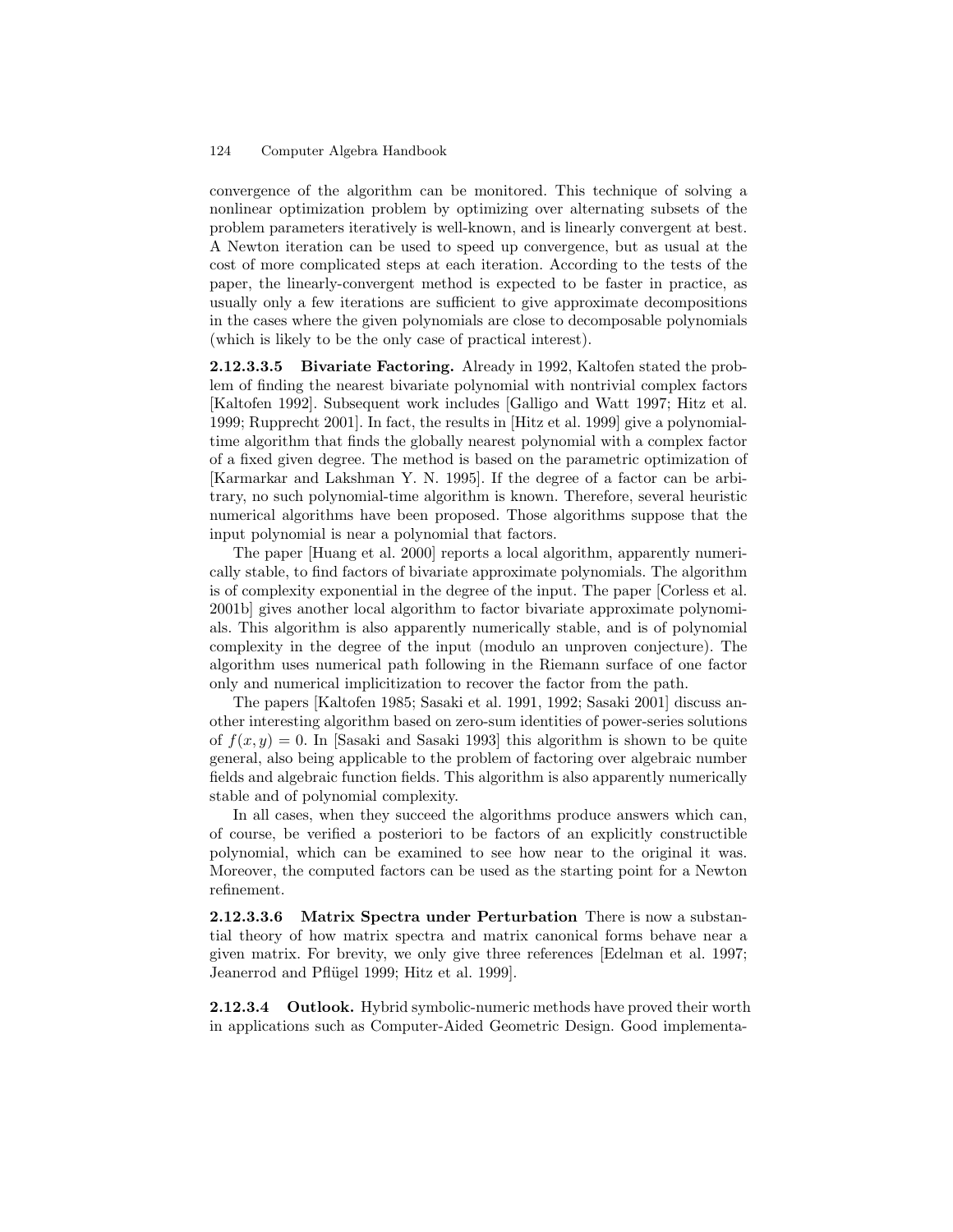convergence of the algorithm can be monitored. This technique of solving a nonlinear optimization problem by optimizing over alternating subsets of the problem parameters iteratively is well-known, and is linearly convergent at best. A Newton iteration can be used to speed up convergence, but as usual at the cost of more complicated steps at each iteration. According to the tests of the paper, the linearly-convergent method is expected to be faster in practice, as usually only a few iterations are sufficient to give approximate decompositions in the cases where the given polynomials are close to decomposable polynomials (which is likely to be the only case of practical interest).

**2.12.3.3.5 Bivariate Factoring.** Already in 1992, Kaltofen stated the problem of finding the nearest bivariate polynomial with nontrivial complex factors [Kaltofen 1992]. Subsequent work includes [Galligo and Watt 1997; Hitz et al. 1999; Rupprecht 2001]. In fact, the results in [Hitz et al. 1999] give a polynomial-time algorithm that finds the globally nearest polynomial with a complex factor of a fixed given degree. The method is based on the parametric optimization of [Karmarkar and Lakshman Y. N. 1995]. If the degree of a factor can be arbitrary, no such polynomial-time algorithm is known. Therefore, several heuristic numerical algorithms have been proposed. Those algorithms suppose that the input polynomial is near a polynomial that factors.

The paper [Huang et al. 2000] reports a local algorithm, apparently numerically stable, to find factors of bivariate approximate polynomials. The algorithm is of complexity exponential in the degree of the input. The paper [Corless et al. 2001b] gives another local algorithm to factor bivariate approximate polynomials. This algorithm is also apparently numerically stable, and is of polynomial complexity in the degree of the input (modulo an unproven conjecture). The algorithm uses numerical path following in the Riemann surface of one factor only and numerical implicitization to recover the factor from the path.

The papers [Kaltofen 1985; Sasaki et al. 1991, 1992; Sasaki 2001] discuss another interesting algorithm based on zero-sum identities of power-series solutions of $f(x, y) = 0$. In [Sasaki and Sasaki 1993] this algorithm is shown to be quite general, also being applicable to the problem of factoring over algebraic number fields and algebraic function fields. This algorithm is also apparently numerically stable and of polynomial complexity.

In all cases, when they succeed the algorithms produce answers which can, of course, be verified a posteriori to be factors of an explicitly constructible polynomial, which can be examined to see how near to the original it was. Moreover, the computed factors can be used as the starting point for a Newton refinement.

**2.12.3.3.6 Matrix Spectra under Perturbation** There is now a substantial theory of how matrix spectra and matrix canonical forms behave near a given matrix. For brevity, we only give three references [Edelman et al. 1997; Jeanerrod and Pflügel 1999; Hitz et al. 1999].

**2.12.3.4 Outlook.** Hybrid symbolic-numeric methods have proved their worth in applications such as Computer-Aided Geometric Design. Good implementa-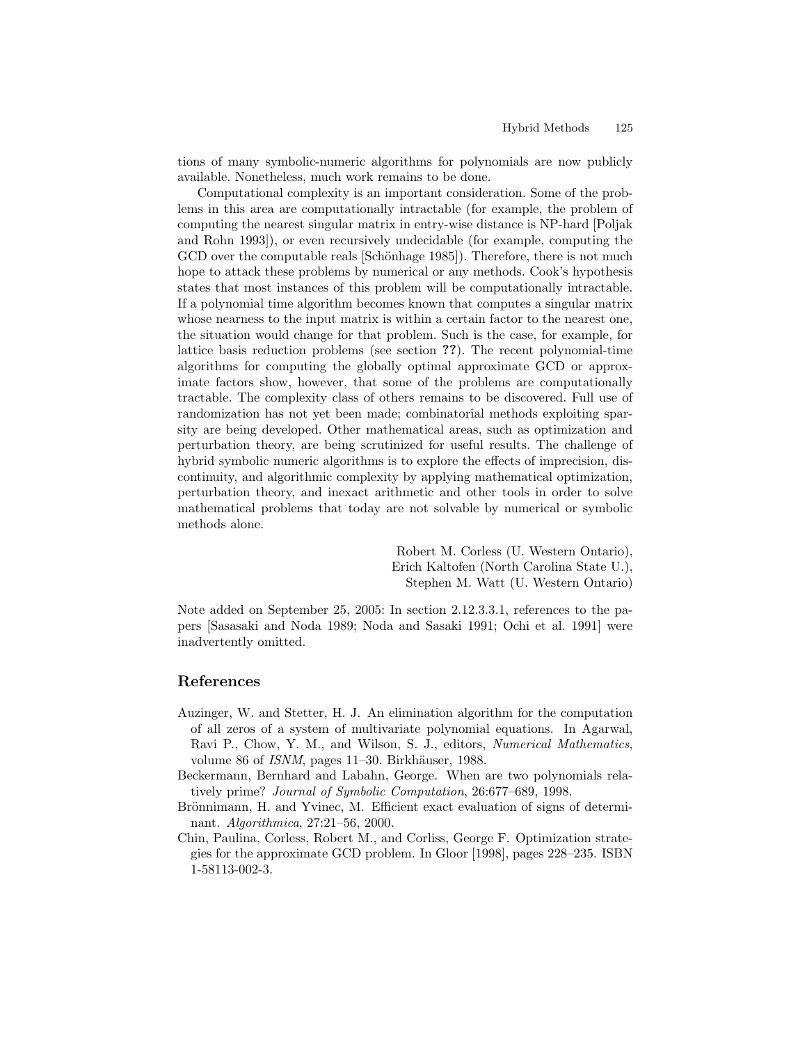tions of many symbolic-numeric algorithms for polynomials are now publicly available. Nonetheless, much work remains to be done.

Computational complexity is an important consideration. Some of the problems in this area are computationally intractable (for example, the problem of computing the nearest singular matrix in entry-wise distance is NP-hard [Poljak and Rohn 1993]), or even recursively undecidable (for example, computing the GCD over the computable reals [Schönhage 1985]). Therefore, there is not much hope to attack these problems by numerical or any methods. Cook's hypothesis states that most instances of this problem will be computationally intractable. If a polynomial time algorithm becomes known that computes a singular matrix whose nearness to the input matrix is within a certain factor to the nearest one, the situation would change for that problem. Such is the case, for example, for lattice basis reduction problems (see section **??**). The recent polynomial-time algorithms for computing the globally optimal approximate GCD or approximate factors show, however, that some of the problems are computationally tractable. The complexity class of others remains to be discovered. Full use of randomization has not yet been made; combinatorial methods exploiting sparsity are being developed. Other mathematical areas, such as optimization and perturbation theory, are being scrutinized for useful results. The challenge of hybrid symbolic numeric algorithms is to explore the effects of imprecision, discontinuity, and algorithmic complexity by applying mathematical optimization, perturbation theory, and inexact arithmetic and other tools in order to solve mathematical problems that today are not solvable by numerical or symbolic methods alone.

Robert M. Corless (U. Western Ontario),
Erich Kaltofen (North Carolina State U.),
Stephen M. Watt (U. Western Ontario)

Note added on September 25, 2005: In section 2.12.3.3.1, references to the papers [Sasasaki and Noda 1989; Noda and Sasaki 1991; Ochi et al. 1991] were inadvertently omitted.

## References

Auzinger, W. and Stetter, H. J. An elimination algorithm for the computation of all zeros of a system of multivariate polynomial equations. In Agarwal, Ravi P., Chow, Y. M., and Wilson, S. J., editors, *Numerical Mathematics*, volume 86 of *ISNM*, pages 11–30. Birkhäuser, 1988.

Beckermann, Bernhard and Labahn, George. When are two polynomials relatively prime? *Journal of Symbolic Computation*, 26:677–689, 1998.

Brönnimann, H. and Yvinec, M. Efficient exact evaluation of signs of determinant. *Algorithmica*, 27:21–56, 2000.

Chin, Paulina, Corless, Robert M., and Corliss, George F. Optimization strategies for the approximate GCD problem. In Gloor [1998], pages 228–235. ISBN 1-58113-002-3.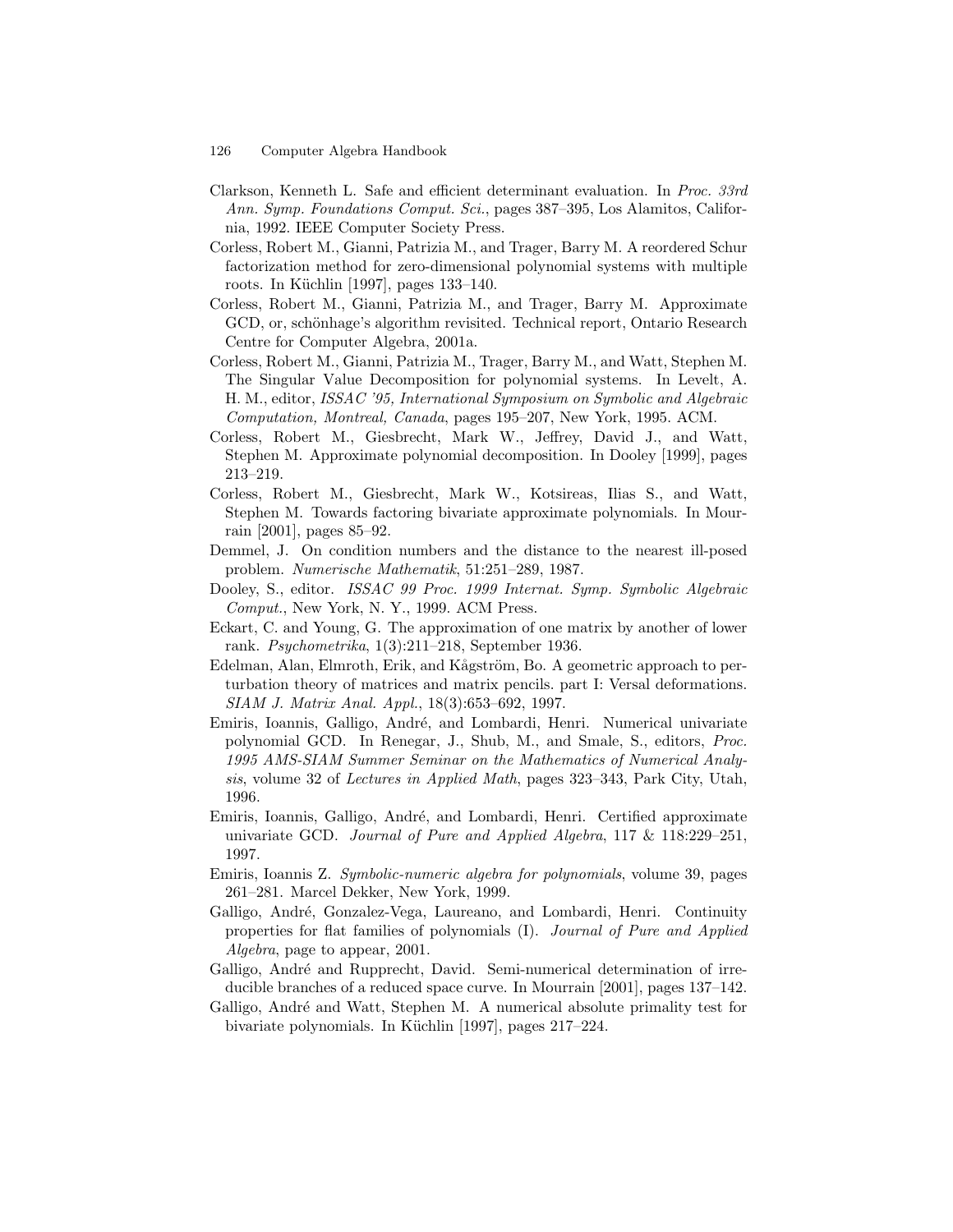Clarkson, Kenneth L. Safe and efficient determinant evaluation. In *Proc. 33rd Ann. Symp. Foundations Comput. Sci.*, pages 387–395, Los Alamitos, California, 1992. IEEE Computer Society Press.

Corless, Robert M., Gianni, Patrizia M., and Trager, Barry M. A reordered Schur factorization method for zero-dimensional polynomial systems with multiple roots. In Küchlin [1997], pages 133–140.

Corless, Robert M., Gianni, Patrizia M., and Trager, Barry M. Approximate GCD, or, schönhage's algorithm revisited. Technical report, Ontario Research Centre for Computer Algebra, 2001a.

Corless, Robert M., Gianni, Patrizia M., Trager, Barry M., and Watt, Stephen M. The Singular Value Decomposition for polynomial systems. In Levelt, A. H. M., editor, *ISSAC '95, International Symposium on Symbolic and Algebraic Computation, Montreal, Canada*, pages 195–207, New York, 1995. ACM.

Corless, Robert M., Giesbrecht, Mark W., Jeffrey, David J., and Watt, Stephen M. Approximate polynomial decomposition. In Dooley [1999], pages 213–219.

Corless, Robert M., Giesbrecht, Mark W., Kotsireas, Ilias S., and Watt, Stephen M. Towards factoring bivariate approximate polynomials. In Mourrain [2001], pages 85–92.

Demmel, J. On condition numbers and the distance to the nearest ill-posed problem. *Numerische Mathematik*, 51:251–289, 1987.

Dooley, S., editor. *ISSAC 99 Proc. 1999 Internat. Symp. Symbolic Algebraic Comput.*, New York, N. Y., 1999. ACM Press.

Eckart, C. and Young, G. The approximation of one matrix by another of lower rank. *Psychometrika*, 1(3):211–218, September 1936.

Edelman, Alan, Elmroth, Erik, and Kågström, Bo. A geometric approach to perturbation theory of matrices and matrix pencils. part I: Versal deformations. *SIAM J. Matrix Anal. Appl.*, 18(3):653–692, 1997.

Emiris, Ioannis, Galligo, André, and Lombardi, Henri. Numerical univariate polynomial GCD. In Renegar, J., Shub, M., and Smale, S., editors, *Proc. 1995 AMS-SIAM Summer Seminar on the Mathematics of Numerical Analysis*, volume 32 of *Lectures in Applied Math*, pages 323–343, Park City, Utah, 1996.

Emiris, Ioannis, Galligo, André, and Lombardi, Henri. Certified approximate univariate GCD. *Journal of Pure and Applied Algebra*, 117 & 118:229–251, 1997.

Emiris, Ioannis Z. *Symbolic-numeric algebra for polynomials*, volume 39, pages 261–281. Marcel Dekker, New York, 1999.

Galligo, André, Gonzalez-Vega, Laureano, and Lombardi, Henri. Continuity properties for flat families of polynomials (I). *Journal of Pure and Applied Algebra*, page to appear, 2001.

Galligo, André and Rupprecht, David. Semi-numerical determination of irreducible branches of a reduced space curve. In Mourrain [2001], pages 137–142.

Galligo, André and Watt, Stephen M. A numerical absolute primality test for bivariate polynomials. In Küchlin [1997], pages 217–224.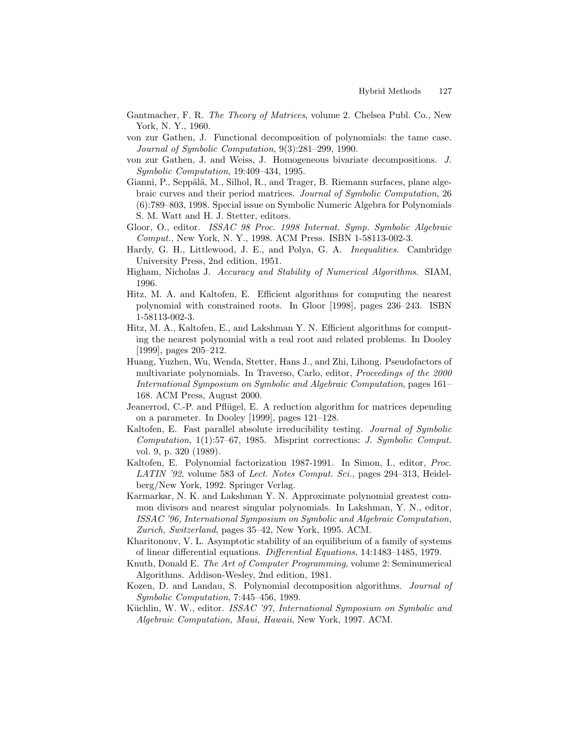Gantmacher, F. R. *The Theory of Matrices*, volume 2. Chelsea Publ. Co., New York, N. Y., 1960.

von zur Gathen, J. Functional decomposition of polynomials: the tame case. *Journal of Symbolic Computation*, 9(3):281–299, 1990.

von zur Gathen, J. and Weiss, J. Homogeneous bivariate decompositions. *J. Symbolic Computation*, 19:409–434, 1995.

Gianni, P., Seppälä, M., Silhol, R., and Trager, B. Riemann surfaces, plane algebraic curves and their period matrices. *Journal of Symbolic Computation*, 26 (6):789–803, 1998. Special issue on Symbolic Numeric Algebra for Polynomials S. M. Watt and H. J. Stetter, editors.

Gloor, O., editor. *ISSAC 98 Proc. 1998 Internat. Symp. Symbolic Algebraic Comput.*, New York, N. Y., 1998. ACM Press. ISBN 1-58113-002-3.

Hardy, G. H., Littlewood, J. E., and Polya, G. A. *Inequalities*. Cambridge University Press, 2nd edition, 1951.

Higham, Nicholas J. *Accuracy and Stability of Numerical Algorithms*. SIAM, 1996.

Hitz, M. A. and Kaltofen, E. Efficient algorithms for computing the nearest polynomial with constrained roots. In Gloor [1998], pages 236–243. ISBN 1-58113-002-3.

Hitz, M. A., Kaltofen, E., and Lakshman Y. N. Efficient algorithms for computing the nearest polynomial with a real root and related problems. In Dooley [1999], pages 205–212.

Huang, Yuzhen, Wu, Wenda, Stetter, Hans J., and Zhi, Lihong. Pseudofactors of multivariate polynomials. In Traverso, Carlo, editor, *Proceedings of the 2000 International Symposium on Symbolic and Algebraic Computation*, pages 161–168. ACM Press, August 2000.

Jeanerrod, C.-P. and Pflügel, E. A reduction algorithm for matrices depending on a parameter. In Dooley [1999], pages 121–128.

Kaltofen, E. Fast parallel absolute irreducibility testing. *Journal of Symbolic Computation*, 1(1):57–67, 1985. Misprint corrections: *J. Symbolic Comput.* vol. 9, p. 320 (1989).

Kaltofen, E. Polynomial factorization 1987-1991. In Simon, I., editor, *Proc. LATIN '92*, volume 583 of *Lect. Notes Comput. Sci.*, pages 294–313, Heidelberg/New York, 1992. Springer Verlag.

Karmarkar, N. K. and Lakshman Y. N. Approximate polynomial greatest common divisors and nearest singular polynomials. In Lakshman, Y. N., editor, *ISSAC '96, International Symposium on Symbolic and Algebraic Computation, Zurich, Switzerland*, pages 35–42, New York, 1995. ACM.

Kharitononv, V. L. Asymptotic stability of an equilibrium of a family of systems of linear differential equations. *Differential Equations*, 14:1483–1485, 1979.

Knuth, Donald E. *The Art of Computer Programming*, volume 2: Seminumerical Algorithms. Addison-Wesley, 2nd edition, 1981.

Kozen, D. and Landau, S. Polynomial decomposition algorithms. *Journal of Symbolic Computation*, 7:445–456, 1989.

Küchlin, W. W., editor. *ISSAC '97, International Symposium on Symbolic and Algebraic Computation, Maui, Hawaii*, New York, 1997. ACM.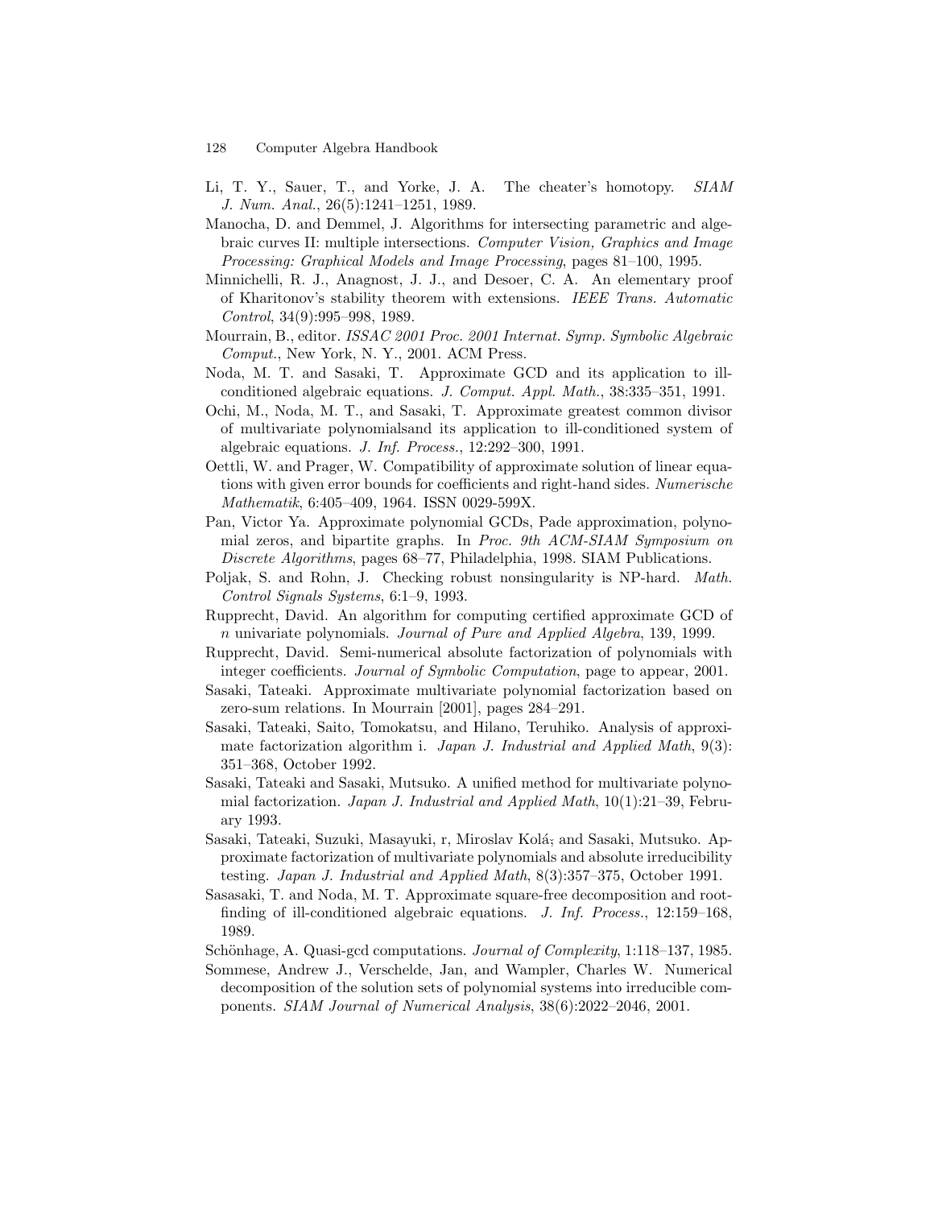Li, T. Y., Sauer, T., and Yorke, J. A. The cheater's homotopy. *SIAM J. Num. Anal.*, 26(5):1241–1251, 1989.

Manocha, D. and Demmel, J. Algorithms for intersecting parametric and algebraic curves II: multiple intersections. *Computer Vision, Graphics and Image Processing: Graphical Models and Image Processing*, pages 81–100, 1995.

Minnichelli, R. J., Anagnost, J. J., and Desoer, C. A. An elementary proof of Kharitonov's stability theorem with extensions. *IEEE Trans. Automatic Control*, 34(9):995–998, 1989.

Mourrain, B., editor. *ISSAC 2001 Proc. 2001 Internat. Symp. Symbolic Algebraic Comput.*, New York, N. Y., 2001. ACM Press.

Noda, M. T. and Sasaki, T. Approximate GCD and its application to ill-conditioned algebraic equations. *J. Comput. Appl. Math.*, 38:335–351, 1991.

Ochi, M., Noda, M. T., and Sasaki, T. Approximate greatest common divisor of multivariate polynomialsand its application to ill-conditioned system of algebraic equations. *J. Inf. Process.*, 12:292–300, 1991.

Oettli, W. and Prager, W. Compatibility of approximate solution of linear equations with given error bounds for coefficients and right-hand sides. *Numerische Mathematik*, 6:405–409, 1964. ISSN 0029-599X.

Pan, Victor Ya. Approximate polynomial GCDs, Pade approximation, polynomial zeros, and bipartite graphs. In *Proc. 9th ACM-SIAM Symposium on Discrete Algorithms*, pages 68–77, Philadelphia, 1998. SIAM Publications.

Poljak, S. and Rohn, J. Checking robust nonsingularity is NP-hard. *Math. Control Signals Systems*, 6:1–9, 1993.

Rupprecht, David. An algorithm for computing certified approximate GCD of $n$ univariate polynomials. *Journal of Pure and Applied Algebra*, 139, 1999.

Rupprecht, David. Semi-numerical absolute factorization of polynomials with integer coefficients. *Journal of Symbolic Computation*, page to appear, 2001.

Sasaki, Tateaki. Approximate multivariate polynomial factorization based on zero-sum relations. In Mourrain [2001], pages 284–291.

Sasaki, Tateaki, Saito, Tomokatsu, and Hilano, Teruhiko. Analysis of approximate factorization algorithm i. *Japan J. Industrial and Applied Math*, 9(3): 351–368, October 1992.

Sasaki, Tateaki and Sasaki, Mutsuko. A unified method for multivariate polynomial factorization. *Japan J. Industrial and Applied Math*, 10(1):21–39, February 1993.

Sasaki, Tateaki, Suzuki, Masayuki, r, Miroslav Kolá, and Sasaki, Mutsuko. Approximate factorization of multivariate polynomials and absolute irreducibility testing. *Japan J. Industrial and Applied Math*, 8(3):357–375, October 1991.

Sasasaki, T. and Noda, M. T. Approximate square-free decomposition and root-finding of ill-conditioned algebraic equations. *J. Inf. Process.*, 12:159–168, 1989.

Schönhage, A. Quasi-gcd computations. *Journal of Complexity*, 1:118–137, 1985.

Sommese, Andrew J., Verschelde, Jan, and Wampler, Charles W. Numerical decomposition of the solution sets of polynomial systems into irreducible components. *SIAM Journal of Numerical Analysis*, 38(6):2022–2046, 2001.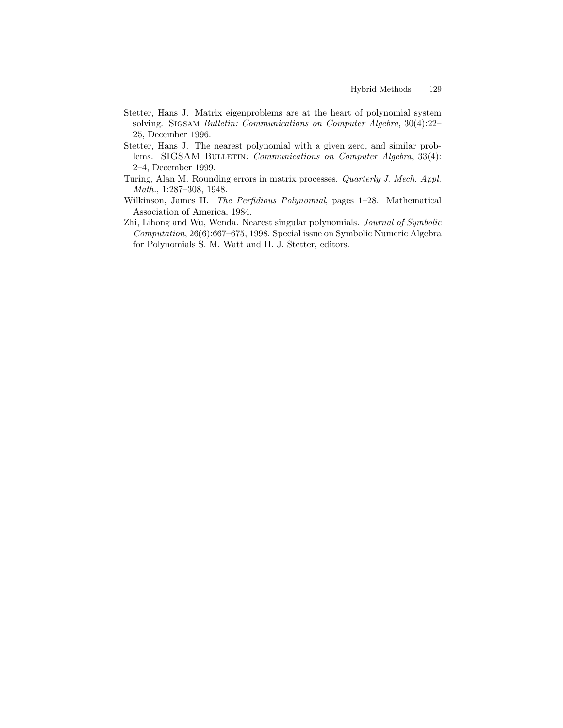Stetter, Hans J. Matrix eigenproblems are at the heart of polynomial system solving. SIGSAM *Bulletin: Communications on Computer Algebra*, 30(4):22–25, December 1996.

Stetter, Hans J. The nearest polynomial with a given zero, and similar problems. SIGSAM BULLETIN*: Communications on Computer Algebra*, 33(4): 2–4, December 1999.

Turing, Alan M. Rounding errors in matrix processes. *Quarterly J. Mech. Appl. Math.*, 1:287–308, 1948.

Wilkinson, James H. *The Perfidious Polynomial*, pages 1–28. Mathematical Association of America, 1984.

Zhi, Lihong and Wu, Wenda. Nearest singular polynomials. *Journal of Symbolic Computation*, 26(6):667–675, 1998. Special issue on Symbolic Numeric Algebra for Polynomials S. M. Watt and H. J. Stetter, editors.